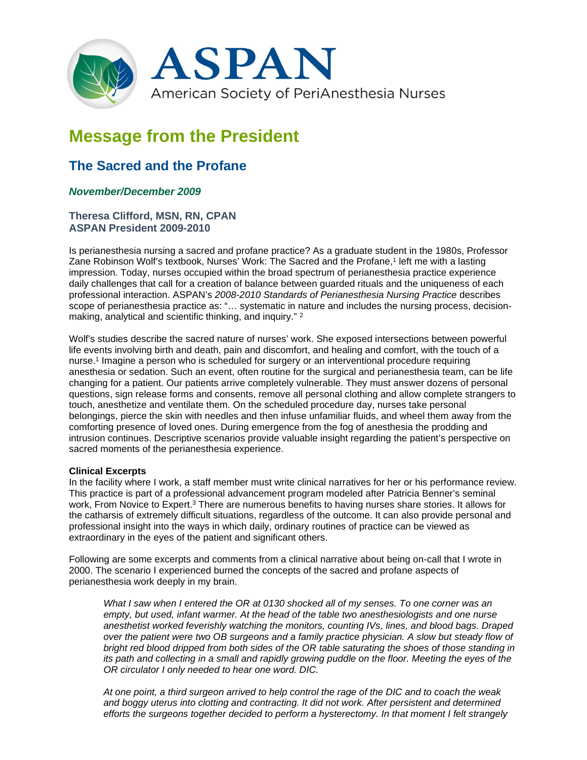# ASPAN

American Society of PeriAnesthesia Nurses

## Message from the President

### The Sacred and the Profane

***November/December 2009***

**Theresa Clifford, MSN, RN, CPAN**
**ASPAN President 2009-2010**

Is perianesthesia nursing a sacred and profane practice? As a graduate student in the 1980s, Professor Zane Robinson Wolf's textbook, Nurses' Work: The Sacred and the Profane,[1] left me with a lasting impression. Today, nurses occupied within the broad spectrum of perianesthesia practice experience daily challenges that call for a creation of balance between guarded rituals and the uniqueness of each professional interaction. ASPAN's *2008-2010 Standards of Perianesthesia Nursing Practice* describes scope of perianesthesia practice as: "… systematic in nature and includes the nursing process, decision-making, analytical and scientific thinking, and inquiry." [2]

Wolf's studies describe the sacred nature of nurses' work. She exposed intersections between powerful life events involving birth and death, pain and discomfort, and healing and comfort, with the touch of a nurse.[1] Imagine a person who is scheduled for surgery or an interventional procedure requiring anesthesia or sedation. Such an event, often routine for the surgical and perianesthesia team, can be life changing for a patient. Our patients arrive completely vulnerable. They must answer dozens of personal questions, sign release forms and consents, remove all personal clothing and allow complete strangers to touch, anesthetize and ventilate them. On the scheduled procedure day, nurses take personal belongings, pierce the skin with needles and then infuse unfamiliar fluids, and wheel them away from the comforting presence of loved ones. During emergence from the fog of anesthesia the prodding and intrusion continues. Descriptive scenarios provide valuable insight regarding the patient's perspective on sacred moments of the perianesthesia experience.

**Clinical Excerpts**
In the facility where I work, a staff member must write clinical narratives for her or his performance review. This practice is part of a professional advancement program modeled after Patricia Benner's seminal work, From Novice to Expert.[3] There are numerous benefits to having nurses share stories. It allows for the catharsis of extremely difficult situations, regardless of the outcome. It can also provide personal and professional insight into the ways in which daily, ordinary routines of practice can be viewed as extraordinary in the eyes of the patient and significant others.

Following are some excerpts and comments from a clinical narrative about being on-call that I wrote in 2000. The scenario I experienced burned the concepts of the sacred and profane aspects of perianesthesia work deeply in my brain.

> *What I saw when I entered the OR at 0130 shocked all of my senses. To one corner was an empty, but used, infant warmer. At the head of the table two anesthesiologists and one nurse anesthetist worked feverishly watching the monitors, counting IVs, lines, and blood bags. Draped over the patient were two OB surgeons and a family practice physician. A slow but steady flow of bright red blood dripped from both sides of the OR table saturating the shoes of those standing in its path and collecting in a small and rapidly growing puddle on the floor. Meeting the eyes of the OR circulator I only needed to hear one word. DIC.*
>
> *At one point, a third surgeon arrived to help control the rage of the DIC and to coach the weak and boggy uterus into clotting and contracting. It did not work. After persistent and determined efforts the surgeons together decided to perform a hysterectomy. In that moment I felt strangely*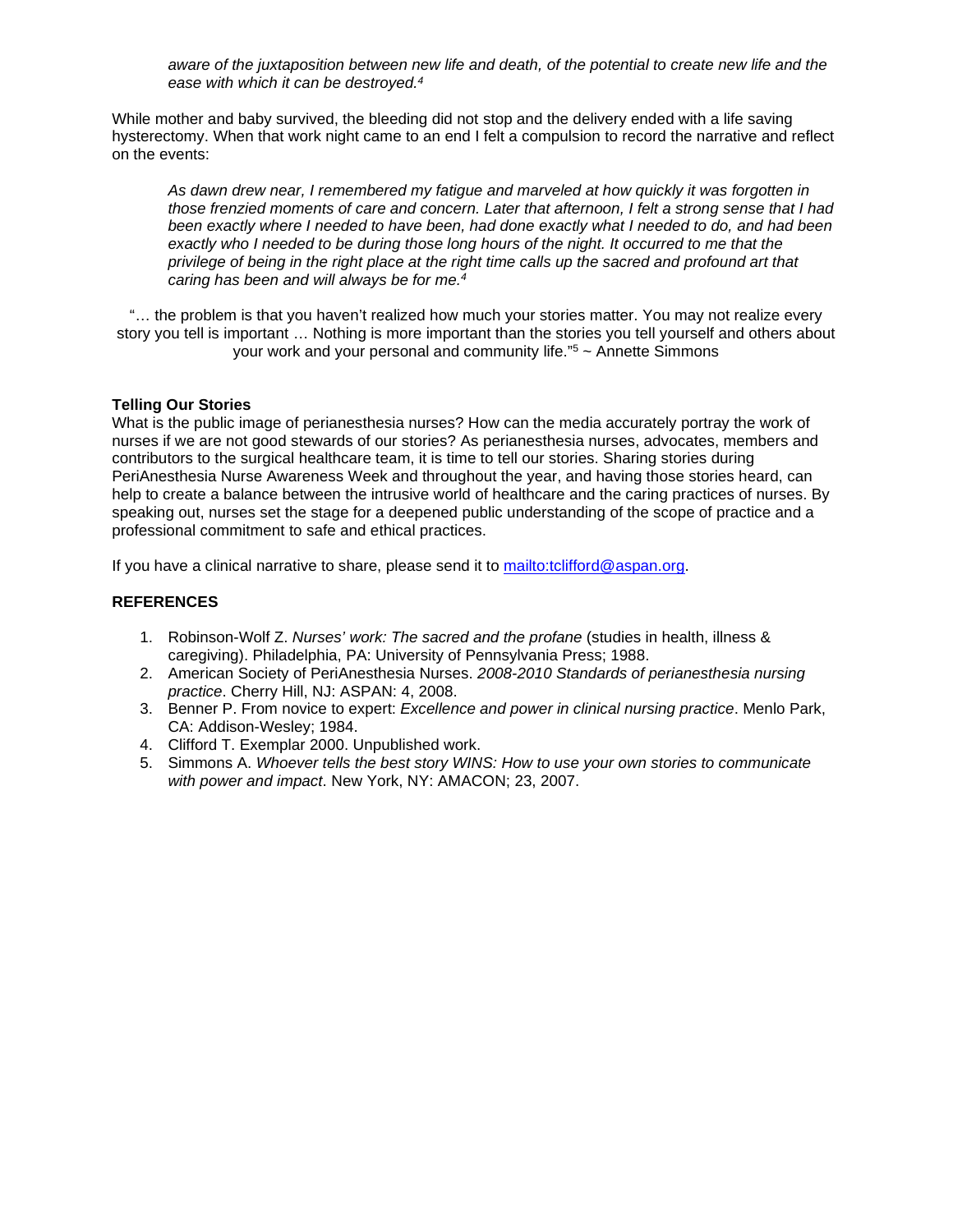*aware of the juxtaposition between new life and death, of the potential to create new life and the ease with which it can be destroyed.*[4]

While mother and baby survived, the bleeding did not stop and the delivery ended with a life saving hysterectomy. When that work night came to an end I felt a compulsion to record the narrative and reflect on the events:

> *As dawn drew near, I remembered my fatigue and marveled at how quickly it was forgotten in those frenzied moments of care and concern. Later that afternoon, I felt a strong sense that I had been exactly where I needed to have been, had done exactly what I needed to do, and had been exactly who I needed to be during those long hours of the night. It occurred to me that the privilege of being in the right place at the right time calls up the sacred and profound art that caring has been and will always be for me.*[4]

"… the problem is that you haven't realized how much your stories matter. You may not realize every story you tell is important … Nothing is more important than the stories you tell yourself and others about your work and your personal and community life."[5] ~ Annette Simmons

**Telling Our Stories**

What is the public image of perianesthesia nurses? How can the media accurately portray the work of nurses if we are not good stewards of our stories? As perianesthesia nurses, advocates, members and contributors to the surgical healthcare team, it is time to tell our stories. Sharing stories during PeriAnesthesia Nurse Awareness Week and throughout the year, and having those stories heard, can help to create a balance between the intrusive world of healthcare and the caring practices of nurses. By speaking out, nurses set the stage for a deepened public understanding of the scope of practice and a professional commitment to safe and ethical practices.

If you have a clinical narrative to share, please send it to mailto:tclifford@aspan.org.

**REFERENCES**

1. Robinson-Wolf Z. *Nurses' work: The sacred and the profane* (studies in health, illness & caregiving). Philadelphia, PA: University of Pennsylvania Press; 1988.
2. American Society of PeriAnesthesia Nurses. *2008-2010 Standards of perianesthesia nursing practice*. Cherry Hill, NJ: ASPAN: 4, 2008.
3. Benner P. From novice to expert: *Excellence and power in clinical nursing practice*. Menlo Park, CA: Addison-Wesley; 1984.
4. Clifford T. Exemplar 2000. Unpublished work.
5. Simmons A. *Whoever tells the best story WINS: How to use your own stories to communicate with power and impact*. New York, NY: AMACON; 23, 2007.